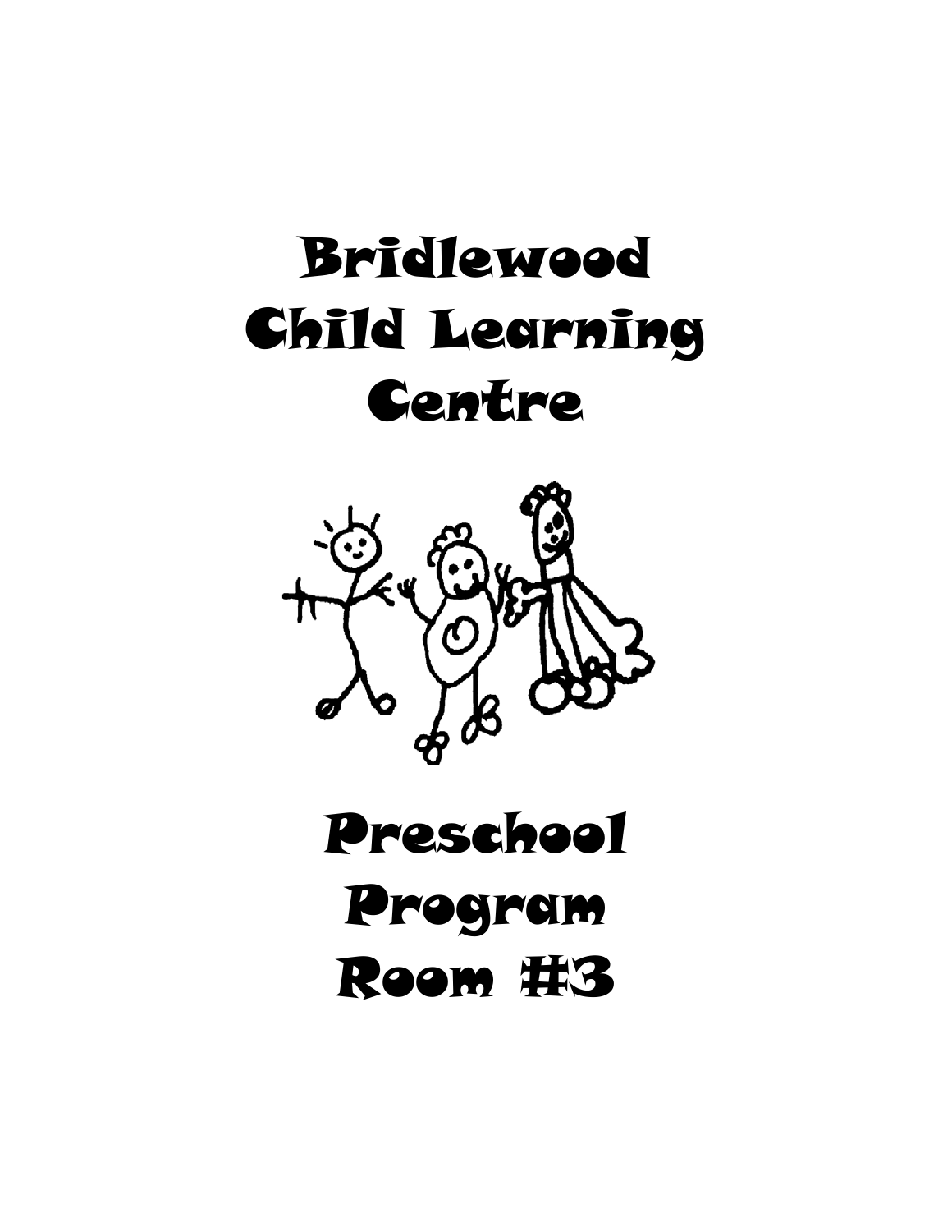# Bridlewood Child Learning Centre

# Preschool Program Room #3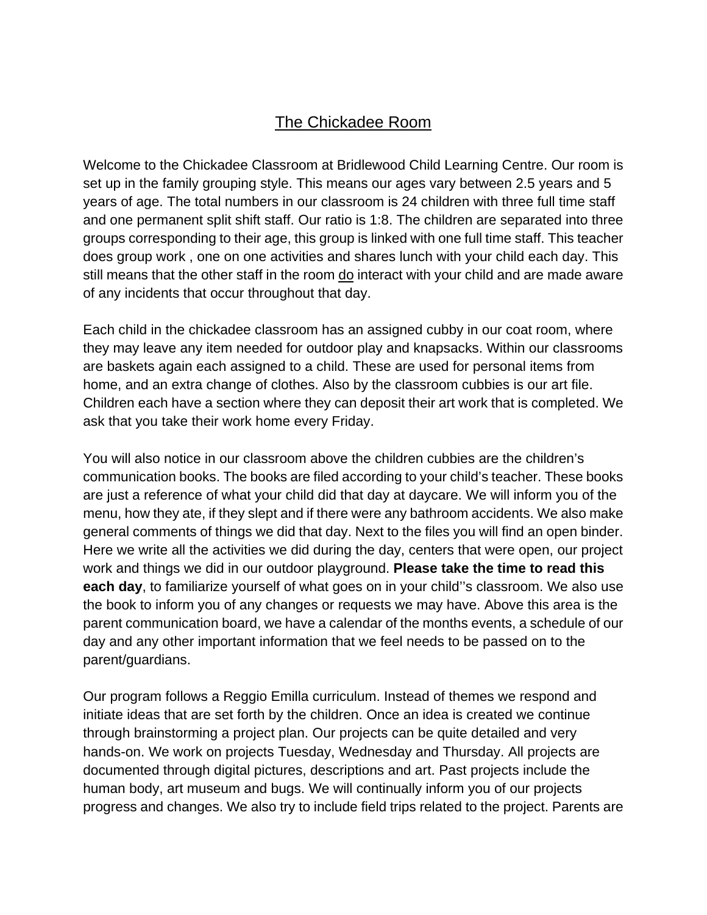# The Chickadee Room

Welcome to the Chickadee Classroom at Bridlewood Child Learning Centre. Our room is set up in the family grouping style. This means our ages vary between 2.5 years and 5 years of age. The total numbers in our classroom is 24 children with three full time staff and one permanent split shift staff. Our ratio is 1:8. The children are separated into three groups corresponding to their age, this group is linked with one full time staff. This teacher does group work , one on one activities and shares lunch with your child each day. This still means that the other staff in the room do interact with your child and are made aware of any incidents that occur throughout that day.

Each child in the chickadee classroom has an assigned cubby in our coat room, where they may leave any item needed for outdoor play and knapsacks. Within our classrooms are baskets again each assigned to a child. These are used for personal items from home, and an extra change of clothes. Also by the classroom cubbies is our art file. Children each have a section where they can deposit their art work that is completed. We ask that you take their work home every Friday.

You will also notice in our classroom above the children cubbies are the children's communication books. The books are filed according to your child's teacher. These books are just a reference of what your child did that day at daycare. We will inform you of the menu, how they ate, if they slept and if there were any bathroom accidents. We also make general comments of things we did that day. Next to the files you will find an open binder. Here we write all the activities we did during the day, centers that were open, our project work and things we did in our outdoor playground. **Please take the time to read this each day**, to familiarize yourself of what goes on in your child''s classroom. We also use the book to inform you of any changes or requests we may have. Above this area is the parent communication board, we have a calendar of the months events, a schedule of our day and any other important information that we feel needs to be passed on to the parent/guardians.

Our program follows a Reggio Emilla curriculum. Instead of themes we respond and initiate ideas that are set forth by the children. Once an idea is created we continue through brainstorming a project plan. Our projects can be quite detailed and very hands-on. We work on projects Tuesday, Wednesday and Thursday. All projects are documented through digital pictures, descriptions and art. Past projects include the human body, art museum and bugs. We will continually inform you of our projects progress and changes. We also try to include field trips related to the project. Parents are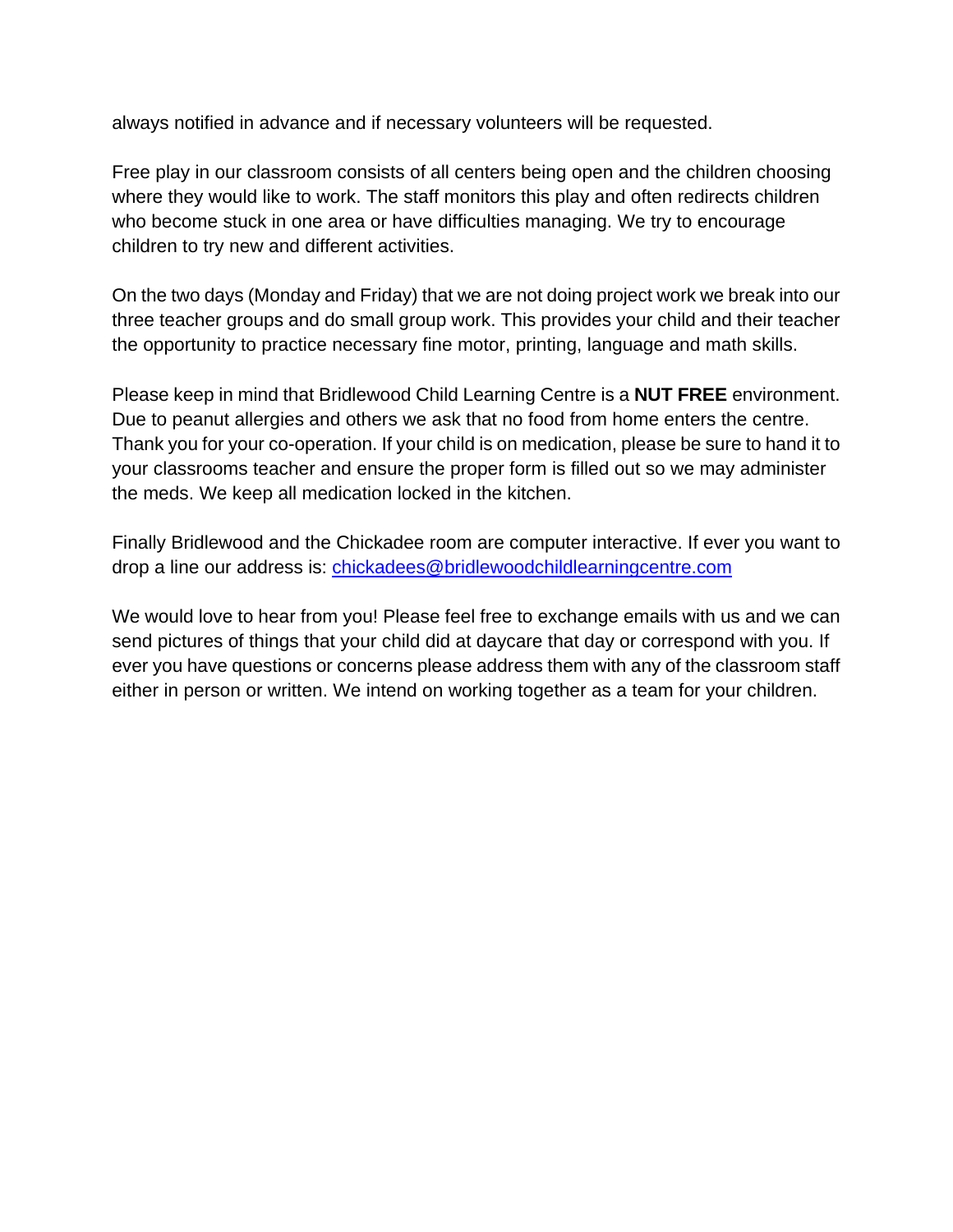always notified in advance and if necessary volunteers will be requested.

Free play in our classroom consists of all centers being open and the children choosing where they would like to work. The staff monitors this play and often redirects children who become stuck in one area or have difficulties managing. We try to encourage children to try new and different activities.

On the two days (Monday and Friday) that we are not doing project work we break into our three teacher groups and do small group work. This provides your child and their teacher the opportunity to practice necessary fine motor, printing, language and math skills.

Please keep in mind that Bridlewood Child Learning Centre is a **NUT FREE** environment. Due to peanut allergies and others we ask that no food from home enters the centre. Thank you for your co-operation. If your child is on medication, please be sure to hand it to your classrooms teacher and ensure the proper form is filled out so we may administer the meds. We keep all medication locked in the kitchen.

Finally Bridlewood and the Chickadee room are computer interactive. If ever you want to drop a line our address is: [chickadees@bridlewoodchildlearningcentre.com](mailto:chickadees@bridlewoodchildlearningcentre.com)

We would love to hear from you! Please feel free to exchange emails with us and we can send pictures of things that your child did at daycare that day or correspond with you. If ever you have questions or concerns please address them with any of the classroom staff either in person or written. We intend on working together as a team for your children.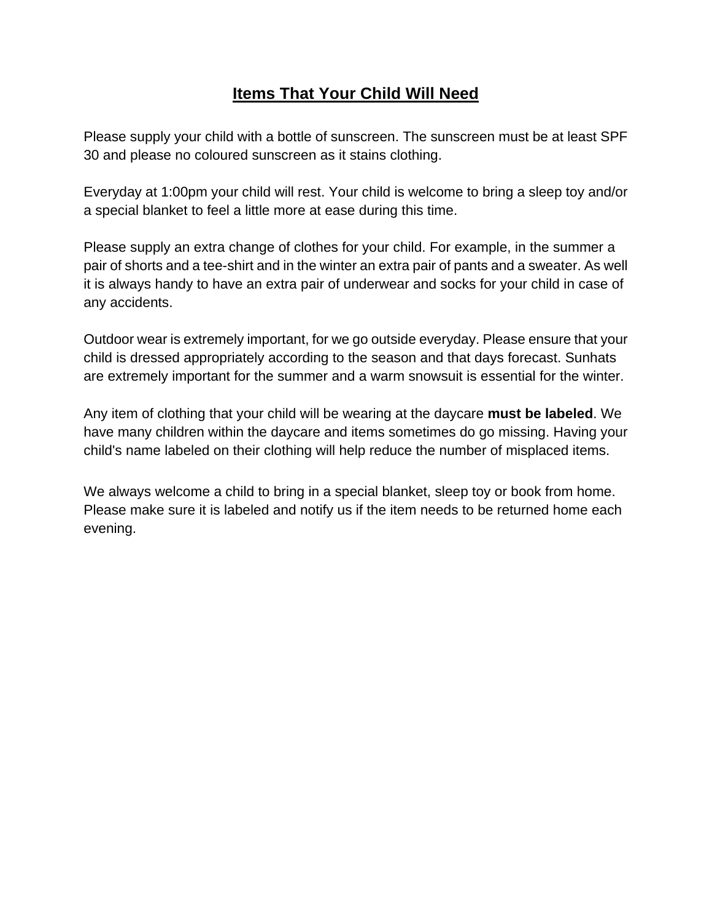# <u>Items That Your Child Will Need</u>

Please supply your child with a bottle of sunscreen. The sunscreen must be at least SPF 30 and please no coloured sunscreen as it stains clothing.

Everyday at 1:00pm your child will rest. Your child is welcome to bring a sleep toy and/or a special blanket to feel a little more at ease during this time.

Please supply an extra change of clothes for your child. For example, in the summer a pair of shorts and a tee-shirt and in the winter an extra pair of pants and a sweater. As well it is always handy to have an extra pair of underwear and socks for your child in case of any accidents.

Outdoor wear is extremely important, for we go outside everyday. Please ensure that your child is dressed appropriately according to the season and that days forecast. Sunhats are extremely important for the summer and a warm snowsuit is essential for the winter.

Any item of clothing that your child will be wearing at the daycare **must be labeled**. We have many children within the daycare and items sometimes do go missing. Having your child's name labeled on their clothing will help reduce the number of misplaced items.

We always welcome a child to bring in a special blanket, sleep toy or book from home. Please make sure it is labeled and notify us if the item needs to be returned home each evening.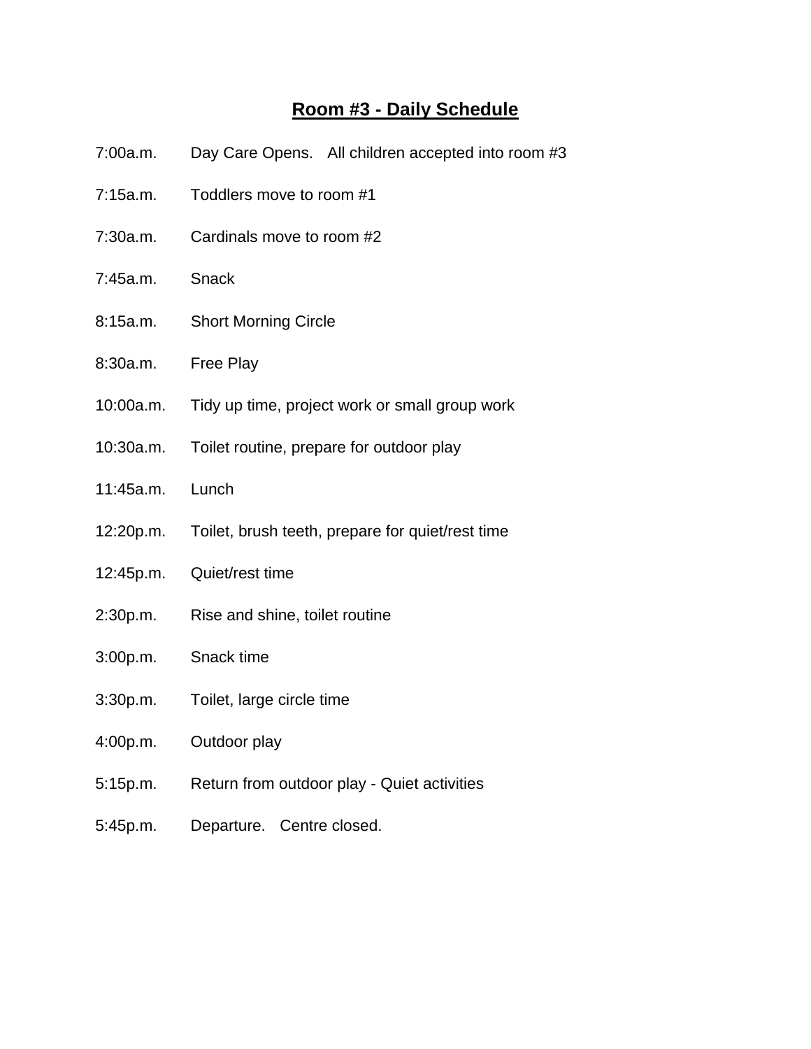## Room #3 - Daily Schedule

7:00a.m. Day Care Opens. All children accepted into room #3

7:15a.m. Toddlers move to room #1

7:30a.m. Cardinals move to room #2

7:45a.m. Snack

8:15a.m. Short Morning Circle

8:30a.m. Free Play

10:00a.m. Tidy up time, project work or small group work

10:30a.m. Toilet routine, prepare for outdoor play

11:45a.m. Lunch

12:20p.m. Toilet, brush teeth, prepare for quiet/rest time

12:45p.m. Quiet/rest time

2:30p.m. Rise and shine, toilet routine

3:00p.m. Snack time

3:30p.m. Toilet, large circle time

4:00p.m. Outdoor play

5:15p.m. Return from outdoor play - Quiet activities

5:45p.m. Departure. Centre closed.